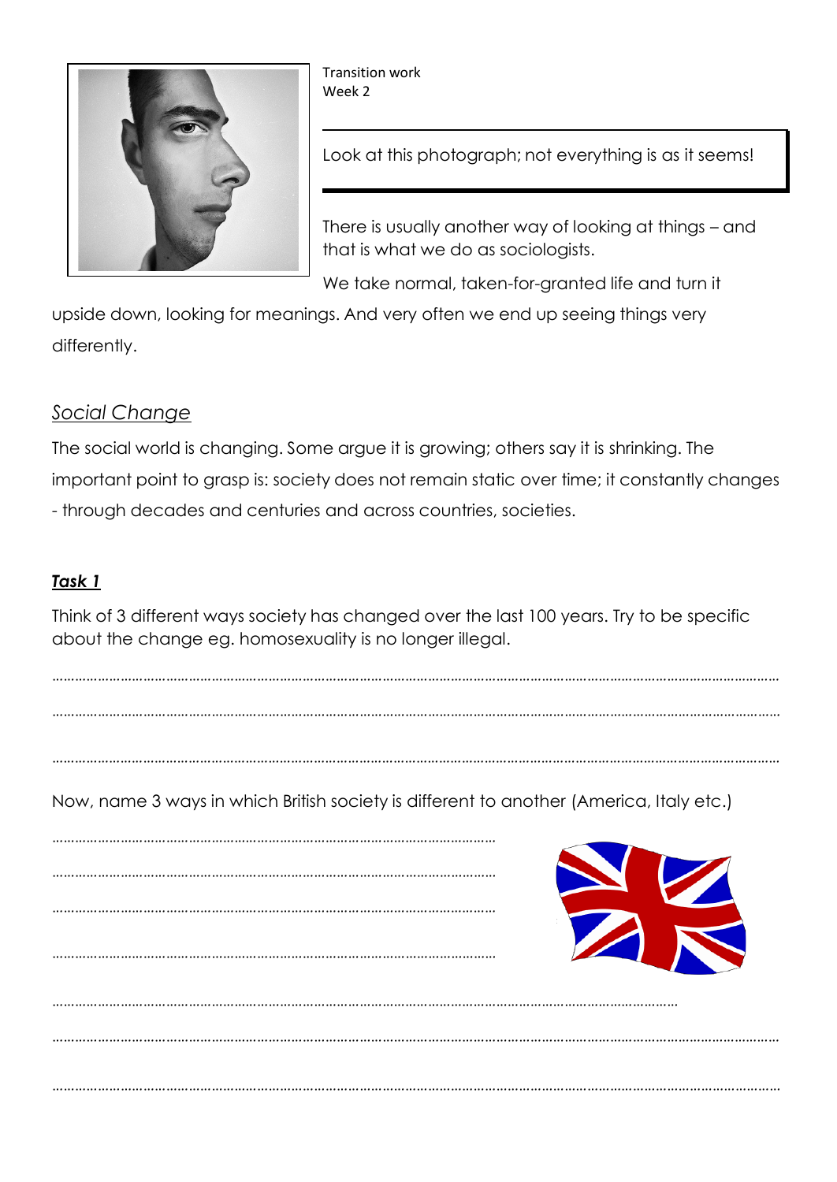Transition work
Week 2

Look at this photograph; not everything is as it seems!

There is usually another way of looking at things – and that is what we do as sociologists.

We take normal, taken-for-granted life and turn it upside down, looking for meanings. And very often we end up seeing things very differently.

## Social Change

The social world is changing. Some argue it is growing; others say it is shrinking. The important point to grasp is: society does not remain static over time; it constantly changes - through decades and centuries and across countries, societies.

### *Task 1*

Think of 3 different ways society has changed over the last 100 years. Try to be specific about the change eg. homosexuality is no longer illegal.

……………………………………………………………………………………………………………………………………………………

……………………………………………………………………………………………………………………………………………………

……………………………………………………………………………………………………………………………………………………

Now, name 3 ways in which British society is different to another (America, Italy etc.)

……………………………………………………………………………………………

……………………………………………………………………………………………

……………………………………………………………………………………………

……………………………………………………………………………………………

……………………………………………………………………………………………………………………………………

……………………………………………………………………………………………………………………………………………………

……………………………………………………………………………………………………………………………………………………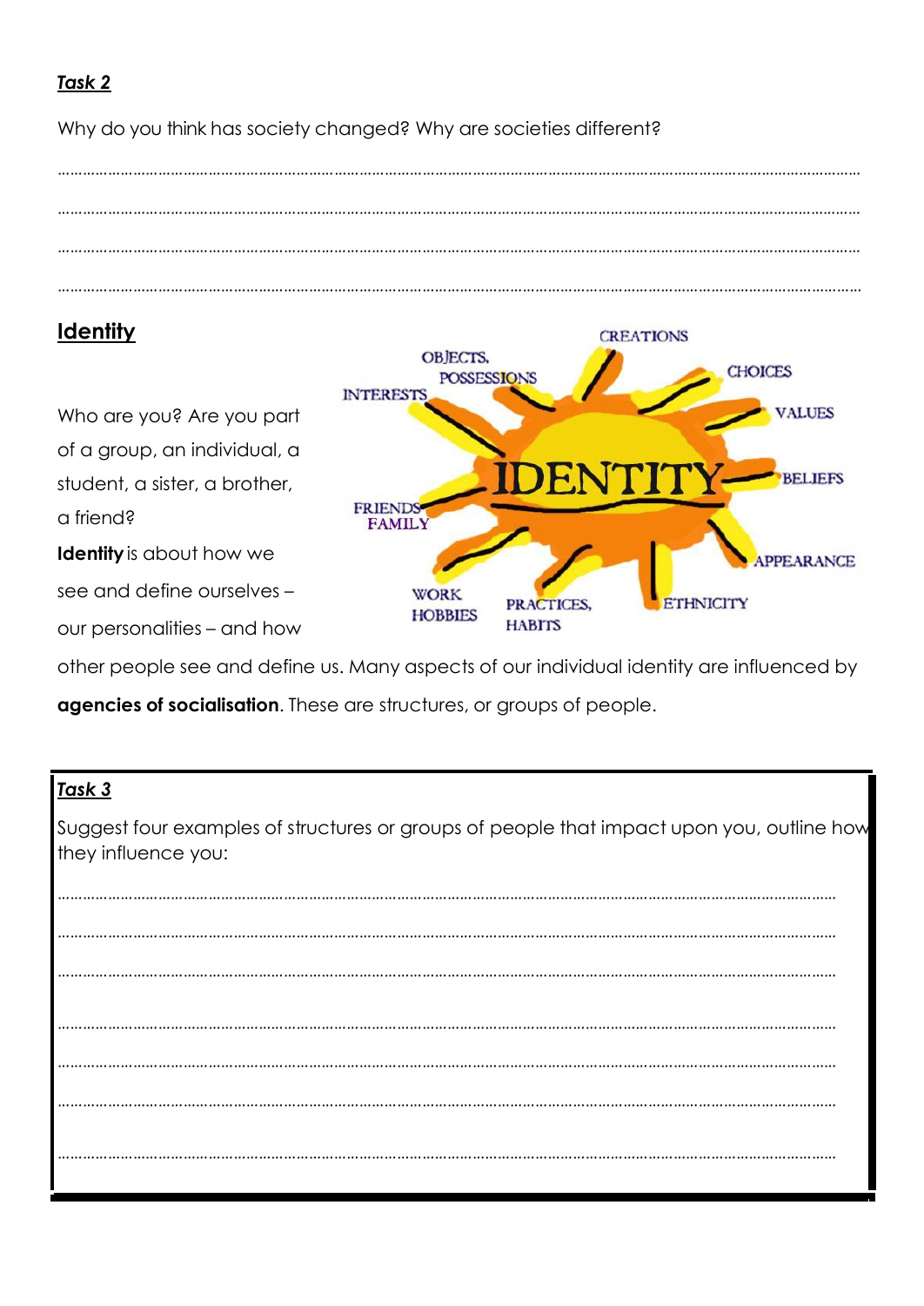***Task 2***

Why do you think has society changed? Why are societies different?

………………………………………………………………………………………………………………………………………………………………

………………………………………………………………………………………………………………………………………………………………

………………………………………………………………………………………………………………………………………………………………

………………………………………………………………………………………………………………………………………………………………

## Identity

Who are you? Are you part of a group, an individual, a student, a sister, a brother, a friend?

**Identity** is about how we see and define ourselves – our personalities – and how other people see and define us. Many aspects of our individual identity are influenced by **agencies of socialisation**. These are structures, or groups of people.

***Task 3***

Suggest four examples of structures or groups of people that impact upon you, outline how they influence you:

………………………………………………………………………………………………………………………………………………………………

………………………………………………………………………………………………………………………………………………………………

………………………………………………………………………………………………………………………………………………………………

………………………………………………………………………………………………………………………………………………………………

………………………………………………………………………………………………………………………………………………………………

………………………………………………………………………………………………………………………………………………………………

………………………………………………………………………………………………………………………………………………………………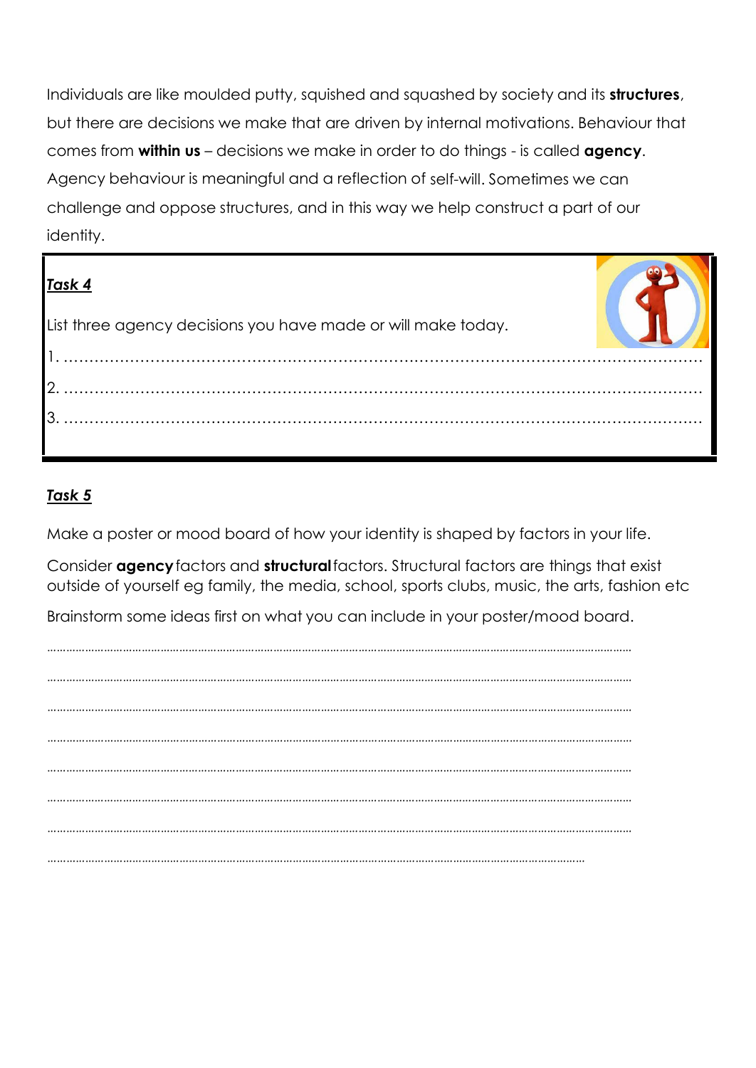Individuals are like moulded putty, squished and squashed by society and its **structures**, but there are decisions we make that are driven by internal motivations. Behaviour that comes from **within us** – decisions we make in order to do things - is called **agency**. Agency behaviour is meaningful and a reflection of self-will. Sometimes we can challenge and oppose structures, and in this way we help construct a part of our identity.

***Task 4***

List three agency decisions you have made or will make today.

1. ……………………………………………………………………………………………………

2. ……………………………………………………………………………………………………

3. ……………………………………………………………………………………………………

***Task 5***

Make a poster or mood board of how your identity is shaped by factors in your life.

Consider **agency** factors and **structural** factors. Structural factors are things that exist outside of yourself eg family, the media, school, sports clubs, music, the arts, fashion etc

Brainstorm some ideas first on what you can include in your poster/mood board.

……………………………………………………………………………………………………

……………………………………………………………………………………………………

……………………………………………………………………………………………………

……………………………………………………………………………………………………

……………………………………………………………………………………………………

……………………………………………………………………………………………………

……………………………………………………………………………………………………

……………………………………………………………………………………………